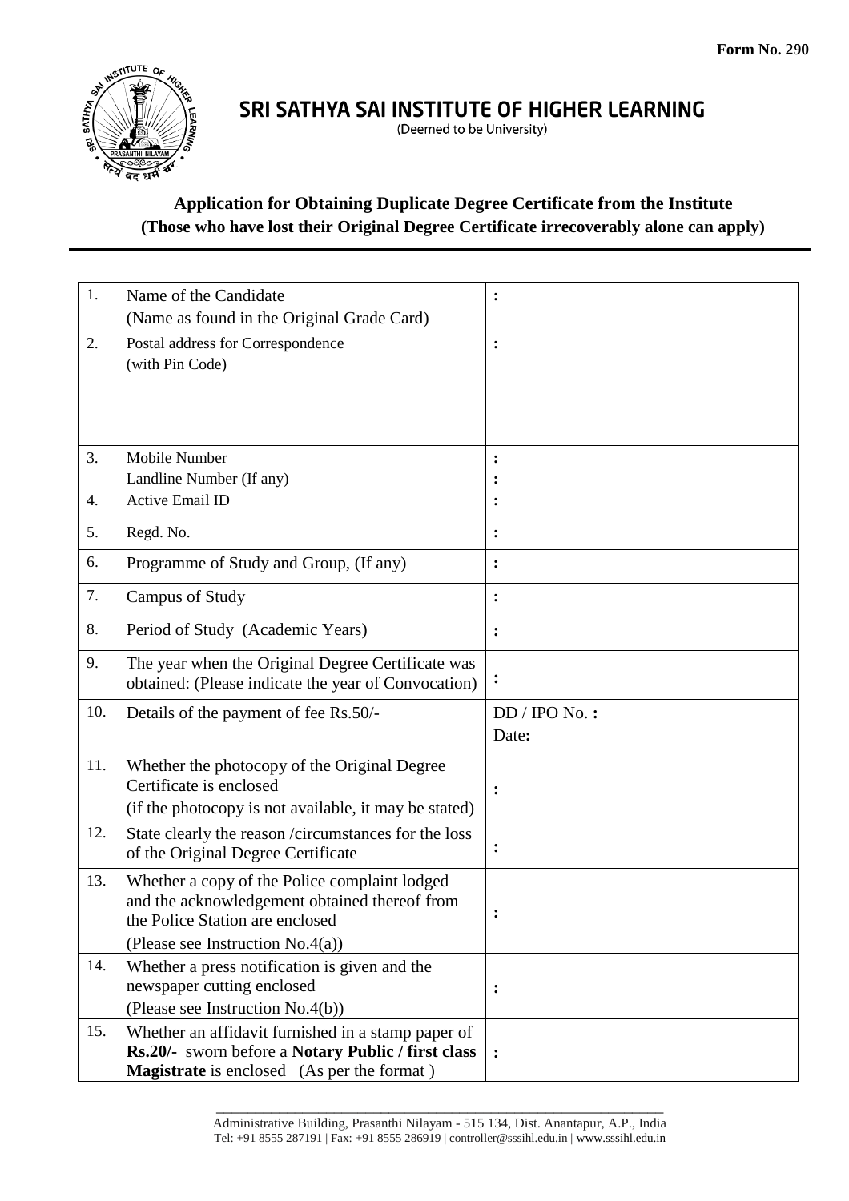Form No. 290

# SRI SATHYA SAI INSTITUTE OF HIGHER LEARNING

(Deemed to be University)

## Application for Obtaining Duplicate Degree Certificate from the Institute

**(Those who have lost their Original Degree Certificate irrecoverably alone can apply)**

| | | |
|---|---|---|
| 1. | Name of the Candidate<br>(Name as found in the Original Grade Card) | : |
| 2. | Postal address for Correspondence<br>(with Pin Code) | : |
| 3. | Mobile Number<br>Landline Number (If any) | :<br>: |
| 4. | Active Email ID | : |
| 5. | Regd. No. | : |
| 6. | Programme of Study and Group, (If any) | : |
| 7. | Campus of Study | : |
| 8. | Period of Study (Academic Years) | : |
| 9. | The year when the Original Degree Certificate was obtained: (Please indicate the year of Convocation) | : |
| 10. | Details of the payment of fee Rs.50/- | DD / IPO No. :<br>Date: |
| 11. | Whether the photocopy of the Original Degree Certificate is enclosed<br>(if the photocopy is not available, it may be stated) | : |
| 12. | State clearly the reason /circumstances for the loss of the Original Degree Certificate | : |
| 13. | Whether a copy of the Police complaint lodged and the acknowledgement obtained thereof from the Police Station are enclosed<br>(Please see Instruction No.4(a)) | : |
| 14. | Whether a press notification is given and the newspaper cutting enclosed<br>(Please see Instruction No.4(b)) | : |
| 15. | Whether an affidavit furnished in a stamp paper of **Rs.20/-** sworn before a **Notary Public / first class Magistrate** is enclosed (As per the format ) | : |

Administrative Building, Prasanthi Nilayam - 515 134, Dist. Anantapur, A.P., India
Tel: +91 8555 287191 | Fax: +91 8555 286919 | controller@sssihl.edu.in | www.sssihl.edu.in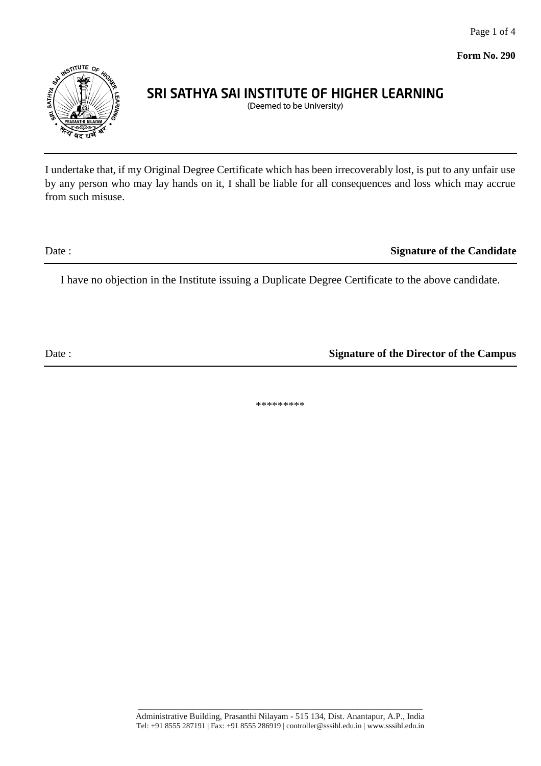**Form No. 290**

# SRI SATHYA SAI INSTITUTE OF HIGHER LEARNING

(Deemed to be University)

---

I undertake that, if my Original Degree Certificate which has been irrecoverably lost, is put to any unfair use by any person who may lay hands on it, I shall be liable for all consequences and loss which may accrue from such misuse.

Date : **Signature of the Candidate**

---

I have no objection in the Institute issuing a Duplicate Degree Certificate to the above candidate.

Date : **Signature of the Director of the Campus**

---

*********

Administrative Building, Prasanthi Nilayam - 515 134, Dist. Anantapur, A.P., India
Tel: +91 8555 287191 | Fax: +91 8555 286919 | controller@sssihl.edu.in | www.sssihl.edu.in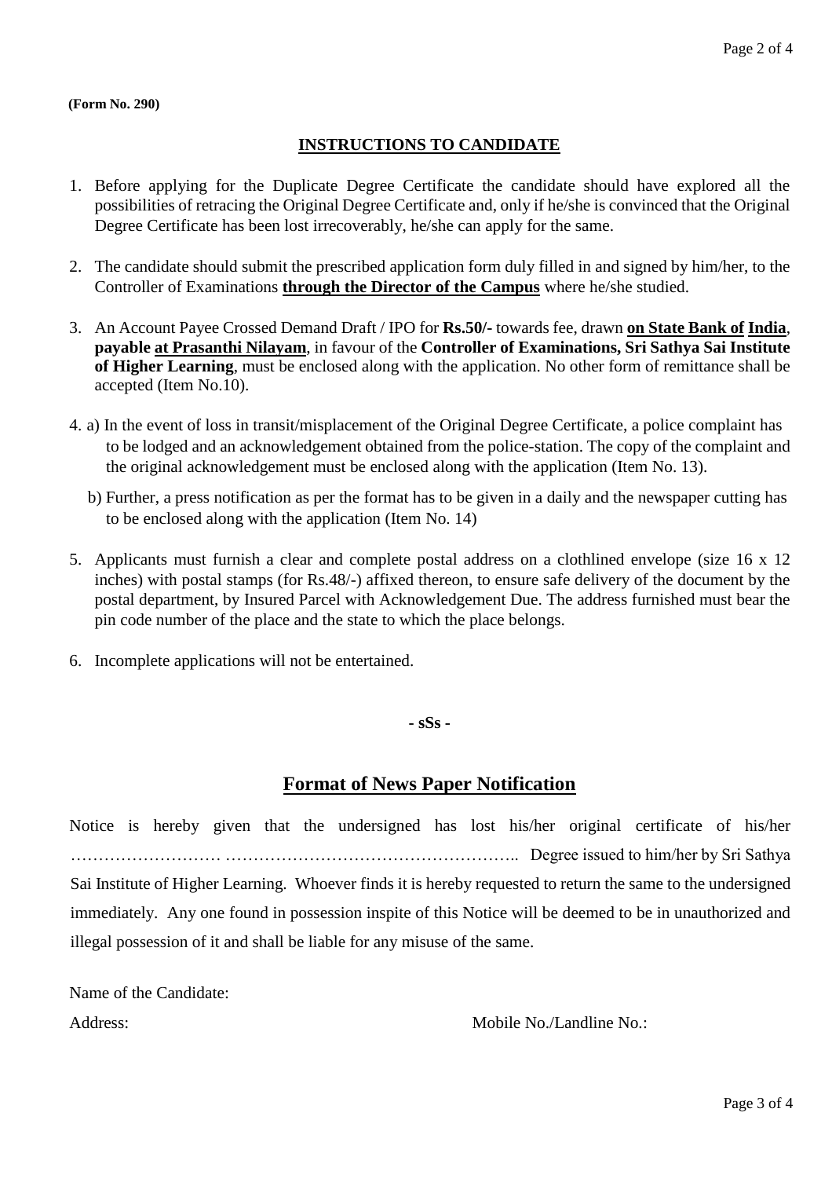(Form No. 290)

## INSTRUCTIONS TO CANDIDATE

1. Before applying for the Duplicate Degree Certificate the candidate should have explored all the possibilities of retracing the Original Degree Certificate and, only if he/she is convinced that the Original Degree Certificate has been lost irrecoverably, he/she can apply for the same.

2. The candidate should submit the prescribed application form duly filled in and signed by him/her, to the Controller of Examinations **through the Director of the Campus** where he/she studied.

3. An Account Payee Crossed Demand Draft / IPO for **Rs.50/-** towards fee, drawn **on State Bank of India**, **payable at Prasanthi Nilayam**, in favour of the **Controller of Examinations, Sri Sathya Sai Institute of Higher Learning**, must be enclosed along with the application. No other form of remittance shall be accepted (Item No.10).

4. a) In the event of loss in transit/misplacement of the Original Degree Certificate, a police complaint has to be lodged and an acknowledgement obtained from the police-station. The copy of the complaint and the original acknowledgement must be enclosed along with the application (Item No. 13).

   b) Further, a press notification as per the format has to be given in a daily and the newspaper cutting has to be enclosed along with the application (Item No. 14)

5. Applicants must furnish a clear and complete postal address on a clothlined envelope (size 16 x 12 inches) with postal stamps (for Rs.48/-) affixed thereon, to ensure safe delivery of the document by the postal department, by Insured Parcel with Acknowledgement Due. The address furnished must bear the pin code number of the place and the state to which the place belongs.

6. Incomplete applications will not be entertained.

**- sSs -**

## Format of News Paper Notification

Notice is hereby given that the undersigned has lost his/her original certificate of his/her …………………… …………………………………………….. Degree issued to him/her by Sri Sathya Sai Institute of Higher Learning. Whoever finds it is hereby requested to return the same to the undersigned immediately. Any one found in possession inspite of this Notice will be deemed to be in unauthorized and illegal possession of it and shall be liable for any misuse of the same.

Name of the Candidate:

Address: Mobile No./Landline No.: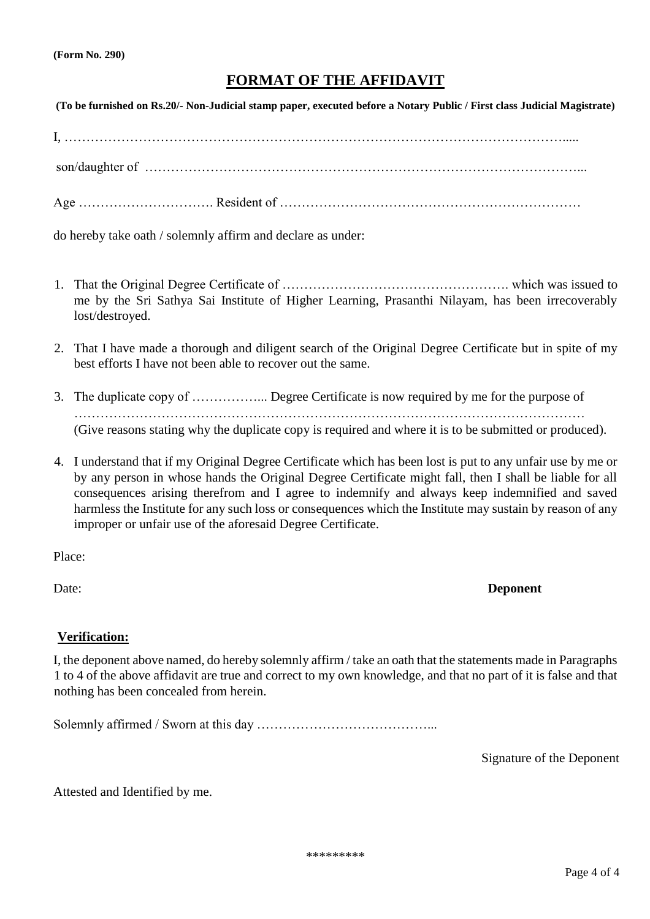**(Form No. 290)**

# FORMAT OF THE AFFIDAVIT

**(To be furnished on Rs.20/- Non-Judicial stamp paper, executed before a Notary Public / First class Judicial Magistrate)**

I, …………………………………………………………………………………………………….....

son/daughter of ………………………………………………………………………………………...

Age …………………………. Resident of ……………………………………………………………

do hereby take oath / solemnly affirm and declare as under:

1. That the Original Degree Certificate of ……………………………………………. which was issued to me by the Sri Sathya Sai Institute of Higher Learning, Prasanthi Nilayam, has been irrecoverably lost/destroyed.
2. That I have made a thorough and diligent search of the Original Degree Certificate but in spite of my best efforts I have not been able to recover out the same.
3. The duplicate copy of ……………... Degree Certificate is now required by me for the purpose of …………………………………………………………………………………………………… (Give reasons stating why the duplicate copy is required and where it is to be submitted or produced).
4. I understand that if my Original Degree Certificate which has been lost is put to any unfair use by me or by any person in whose hands the Original Degree Certificate might fall, then I shall be liable for all consequences arising therefrom and I agree to indemnify and always keep indemnified and saved harmless the Institute for any such loss or consequences which the Institute may sustain by reason of any improper or unfair use of the aforesaid Degree Certificate.

Place:

Date: **Deponent**

**Verification:**

I, the deponent above named, do hereby solemnly affirm / take an oath that the statements made in Paragraphs 1 to 4 of the above affidavit are true and correct to my own knowledge, and that no part of it is false and that nothing has been concealed from herein.

Solemnly affirmed / Sworn at this day …………………………………...

Signature of the Deponent

Attested and Identified by me.

*********